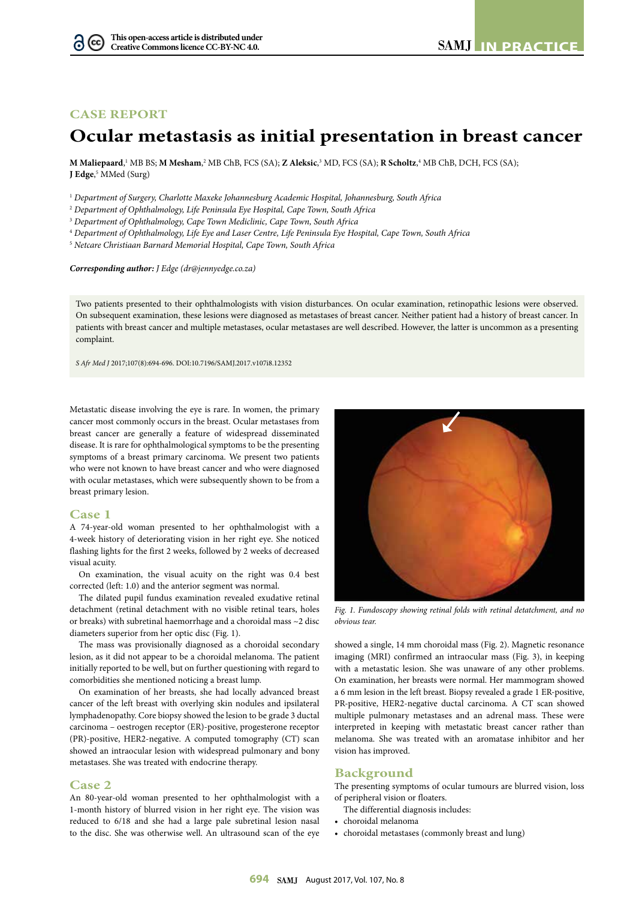CASE REPORT

# Ocular metastasis as initial presentation in breast cancer

**M Maliepaard**,[1] MB BS; **M Mesham**,[2] MB ChB, FCS (SA); **Z Aleksic**,[3] MD, FCS (SA); **R Scholtz**,[4] MB ChB, DCH, FCS (SA); **J Edge**,[5] MMed (Surg)

[1] *Department of Surgery, Charlotte Maxeke Johannesburg Academic Hospital, Johannesburg, South Africa*
[2] *Department of Ophthalmology, Life Peninsula Eye Hospital, Cape Town, South Africa*
[3] *Department of Ophthalmology, Cape Town Mediclinic, Cape Town, South Africa*
[4] *Department of Ophthalmology, Life Eye and Laser Centre, Life Peninsula Eye Hospital, Cape Town, South Africa*
[5] *Netcare Christiaan Barnard Memorial Hospital, Cape Town, South Africa*

***Corresponding author:*** *J Edge (dr@jennyedge.co.za)*

Two patients presented to their ophthalmologists with vision disturbances. On ocular examination, retinopathic lesions were observed. On subsequent examination, these lesions were diagnosed as metastases of breast cancer. Neither patient had a history of breast cancer. In patients with breast cancer and multiple metastases, ocular metastases are well described. However, the latter is uncommon as a presenting complaint.

*S Afr Med J* 2017;107(8):694-696. DOI:10.7196/SAMJ.2017.v107i8.12352

Metastatic disease involving the eye is rare. In women, the primary cancer most commonly occurs in the breast. Ocular metastases from breast cancer are generally a feature of widespread disseminated disease. It is rare for ophthalmological symptoms to be the presenting symptoms of a breast primary carcinoma. We present two patients who were not known to have breast cancer and who were diagnosed with ocular metastases, which were subsequently shown to be from a breast primary lesion.

## Case 1

A 74-year-old woman presented to her ophthalmologist with a 4-week history of deteriorating vision in her right eye. She noticed flashing lights for the first 2 weeks, followed by 2 weeks of decreased visual acuity.

On examination, the visual acuity on the right was 0.4 best corrected (left: 1.0) and the anterior segment was normal.

The dilated pupil fundus examination revealed exudative retinal detachment (retinal detachment with no visible retinal tears, holes or breaks) with subretinal haemorrhage and a choroidal mass ~2 disc diameters superior from her optic disc (Fig. 1).

The mass was provisionally diagnosed as a choroidal secondary lesion, as it did not appear to be a choroidal melanoma. The patient initially reported to be well, but on further questioning with regard to comorbidities she mentioned noticing a breast lump.

On examination of her breasts, she had locally advanced breast cancer of the left breast with overlying skin nodules and ipsilateral lymphadenopathy. Core biopsy showed the lesion to be grade 3 ductal carcinoma – oestrogen receptor (ER)-positive, progesterone receptor (PR)-positive, HER2-negative. A computed tomography (CT) scan showed an intraocular lesion with widespread pulmonary and bony metastases. She was treated with endocrine therapy.

*Fig. 1. Fundoscopy showing retinal folds with retinal detatchment, and no obvious tear.*

## Case 2

An 80-year-old woman presented to her ophthalmologist with a 1-month history of blurred vision in her right eye. The vision was reduced to 6/18 and she had a large pale subretinal lesion nasal to the disc. She was otherwise well. An ultrasound scan of the eye showed a single, 14 mm choroidal mass (Fig. 2). Magnetic resonance imaging (MRI) confirmed an intraocular mass (Fig. 3), in keeping with a metastatic lesion. She was unaware of any other problems. On examination, her breasts were normal. Her mammogram showed a 6 mm lesion in the left breast. Biopsy revealed a grade 1 ER-positive, PR-positive, HER2-negative ductal carcinoma. A CT scan showed multiple pulmonary metastases and an adrenal mass. These were interpreted in keeping with metastatic breast cancer rather than melanoma. She was treated with an aromatase inhibitor and her vision has improved.

## Background

The presenting symptoms of ocular tumours are blurred vision, loss of peripheral vision or floaters.

The differential diagnosis includes:

- choroidal melanoma
- choroidal metastases (commonly breast and lung)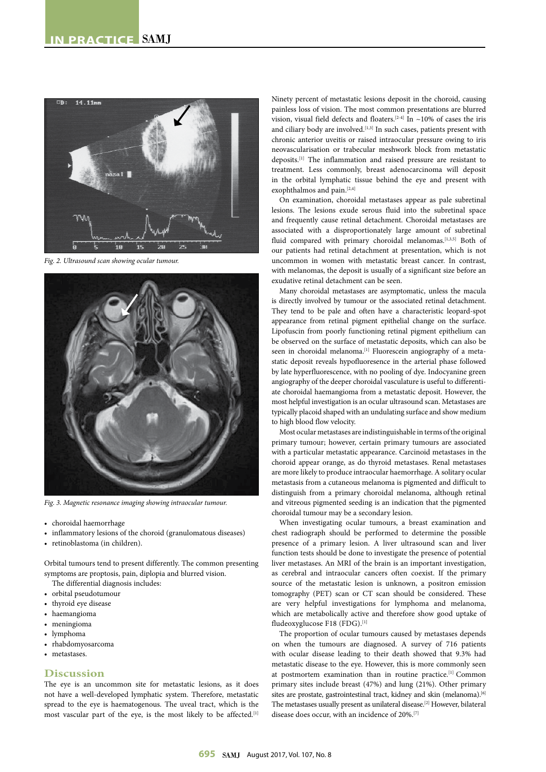Fig. 2. Ultrasound scan showing ocular tumour.

Fig. 3. Magnetic resonance imaging showing intraocular tumour.

- choroidal haemorrhage
- inflammatory lesions of the choroid (granulomatous diseases)
- retinoblastoma (in children).

Orbital tumours tend to present differently. The common presenting symptoms are proptosis, pain, diplopia and blurred vision.

The differential diagnosis includes:

- orbital pseudotumour
- thyroid eye disease
- haemangioma
- meningioma
- lymphoma
- rhabdomyosarcoma
- metastases.

## Discussion

The eye is an uncommon site for metastatic lesions, as it does not have a well-developed lymphatic system. Therefore, metastatic spread to the eye is haematogenous. The uveal tract, which is the most vascular part of the eye, is the most likely to be affected.[1]

Ninety percent of metastatic lesions deposit in the choroid, causing painless loss of vision. The most common presentations are blurred vision, visual field defects and floaters.[2-4] In ~10% of cases the iris and ciliary body are involved.[1,3] In such cases, patients present with chronic anterior uveitis or raised intraocular pressure owing to iris neovascularisation or trabecular meshwork block from metastatic deposits.[1] The inflammation and raised pressure are resistant to treatment. Less commonly, breast adenocarcinoma will deposit in the orbital lymphatic tissue behind the eye and present with exophthalmos and pain.[2,4]

On examination, choroidal metastases appear as pale subretinal lesions. The lesions exude serous fluid into the subretinal space and frequently cause retinal detachment. Choroidal metastases are associated with a disproportionately large amount of subretinal fluid compared with primary choroidal melanomas.[1,3,5] Both of our patients had retinal detachment at presentation, which is not uncommon in women with metastatic breast cancer. In contrast, with melanomas, the deposit is usually of a significant size before an exudative retinal detachment can be seen.

Many choroidal metastases are asymptomatic, unless the macula is directly involved by tumour or the associated retinal detachment. They tend to be pale and often have a characteristic leopard-spot appearance from retinal pigment epithelial change on the surface. Lipofuscin from poorly functioning retinal pigment epithelium can be observed on the surface of metastatic deposits, which can also be seen in choroidal melanoma.[1] Fluorescein angiography of a metastatic deposit reveals hypofluoresence in the arterial phase followed by late hyperfluorescence, with no pooling of dye. Indocyanine green angiography of the deeper choroidal vasculature is useful to differentiate choroidal haemangioma from a metastatic deposit. However, the most helpful investigation is an ocular ultrasound scan. Metastases are typically placoid shaped with an undulating surface and show medium to high blood flow velocity.

Most ocular metastases are indistinguishable in terms of the original primary tumour; however, certain primary tumours are associated with a particular metastatic appearance. Carcinoid metastases in the choroid appear orange, as do thyroid metastases. Renal metastases are more likely to produce intraocular haemorrhage. A solitary ocular metastasis from a cutaneous melanoma is pigmented and difficult to distinguish from a primary choroidal melanoma, although retinal and vitreous pigmented seeding is an indication that the pigmented choroidal tumour may be a secondary lesion.

When investigating ocular tumours, a breast examination and chest radiograph should be performed to determine the possible presence of a primary lesion. A liver ultrasound scan and liver function tests should be done to investigate the presence of potential liver metastases. An MRI of the brain is an important investigation, as cerebral and intraocular cancers often coexist. If the primary source of the metastatic lesion is unknown, a positron emission tomography (PET) scan or CT scan should be considered. These are very helpful investigations for lymphoma and melanoma, which are metabolically active and therefore show good uptake of fludeoxyglucose F18 (FDG).[1]

The proportion of ocular tumours caused by metastases depends on when the tumours are diagnosed. A survey of 716 patients with ocular disease leading to their death showed that 9.3% had metastatic disease to the eye. However, this is more commonly seen at postmortem examination than in routine practice.[1] Common primary sites include breast (47%) and lung (21%). Other primary sites are prostate, gastrointestinal tract, kidney and skin (melanoma).[6] The metastases usually present as unilateral disease.[2] However, bilateral disease does occur, with an incidence of 20%.[7]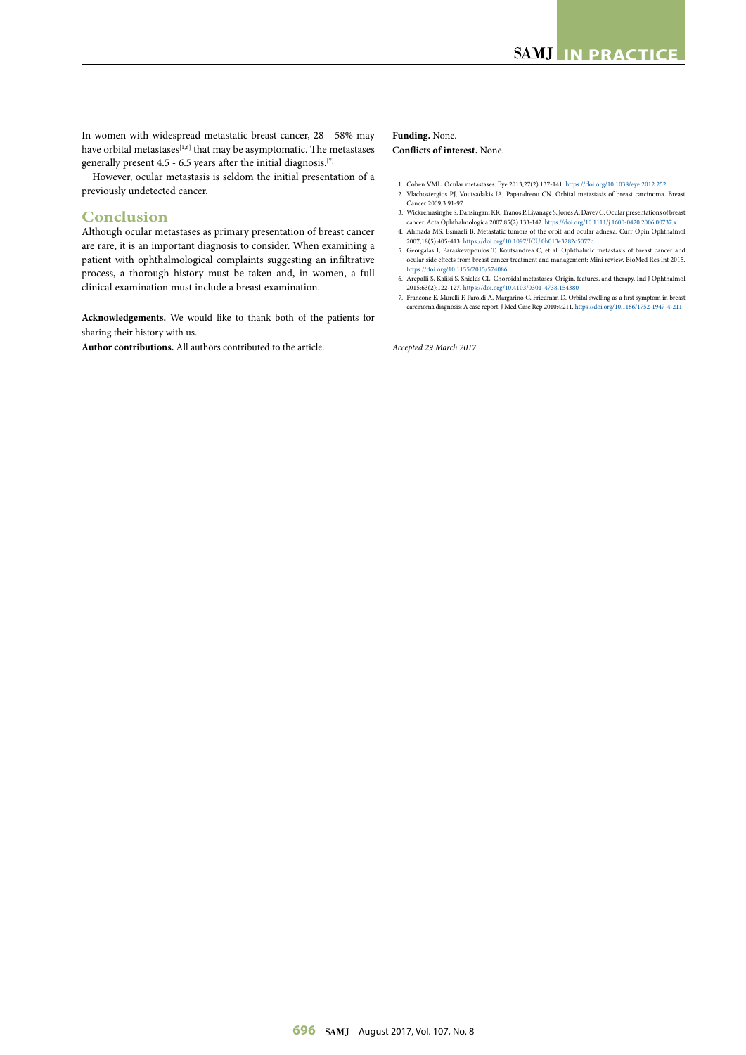In women with widespread metastatic breast cancer, 28 - 58% may have orbital metastases[1,6] that may be asymptomatic. The metastases generally present 4.5 - 6.5 years after the initial diagnosis.[7]

However, ocular metastasis is seldom the initial presentation of a previously undetected cancer.

## Conclusion

Although ocular metastases as primary presentation of breast cancer are rare, it is an important diagnosis to consider. When examining a patient with ophthalmological complaints suggesting an infiltrative process, a thorough history must be taken and, in women, a full clinical examination must include a breast examination.

**Acknowledgements.** We would like to thank both of the patients for sharing their history with us.

**Author contributions.** All authors contributed to the article.

**Funding.** None.

**Conflicts of interest.** None.

1. Cohen VML. Ocular metastases. Eye 2013;27(2):137-141. https://doi.org/10.1038/eye.2012.252
2. Vlachostergios PJ, Voutsadakis IA, Papandreou CN. Orbital metastasis of breast carcinoma. Breast Cancer 2009;3:91-97.
3. Wickremasinghe S, Dansingani KK, Tranos P, Liyanage S, Jones A, Davey C. Ocular presentations of breast cancer. Acta Ophthalmologica 2007;85(2):133-142. https://doi.org/10.1111/j.1600-0420.2006.00737.x
4. Ahmada MS, Esmaeli B. Metastatic tumors of the orbit and ocular adnexa. Curr Opin Ophthalmol 2007;18(5):405-413. https://doi.org/10.1097/ICU.0b013e3282c5077c
5. Georgalas I, Paraskevopoulos T, Koutsandrea C, et al. Ophthalmic metastasis of breast cancer and ocular side effects from breast cancer treatment and management: Mini review. BioMed Res Int 2015. https://doi.org/10.1155/2015/574086
6. Arepalli S, Kaliki S, Shields CL. Choroidal metastases: Origin, features, and therapy. Ind J Ophthalmol 2015;63(2):122-127. https://doi.org/10.4103/0301-4738.154380
7. Francone E, Murelli F, Paroldi A, Margarino C, Friedman D. Orbital swelling as a first symptom in breast carcinoma diagnosis: A case report. J Med Case Rep 2010;4:211. https://doi.org/10.1186/1752-1947-4-211

*Accepted 29 March 2017.*